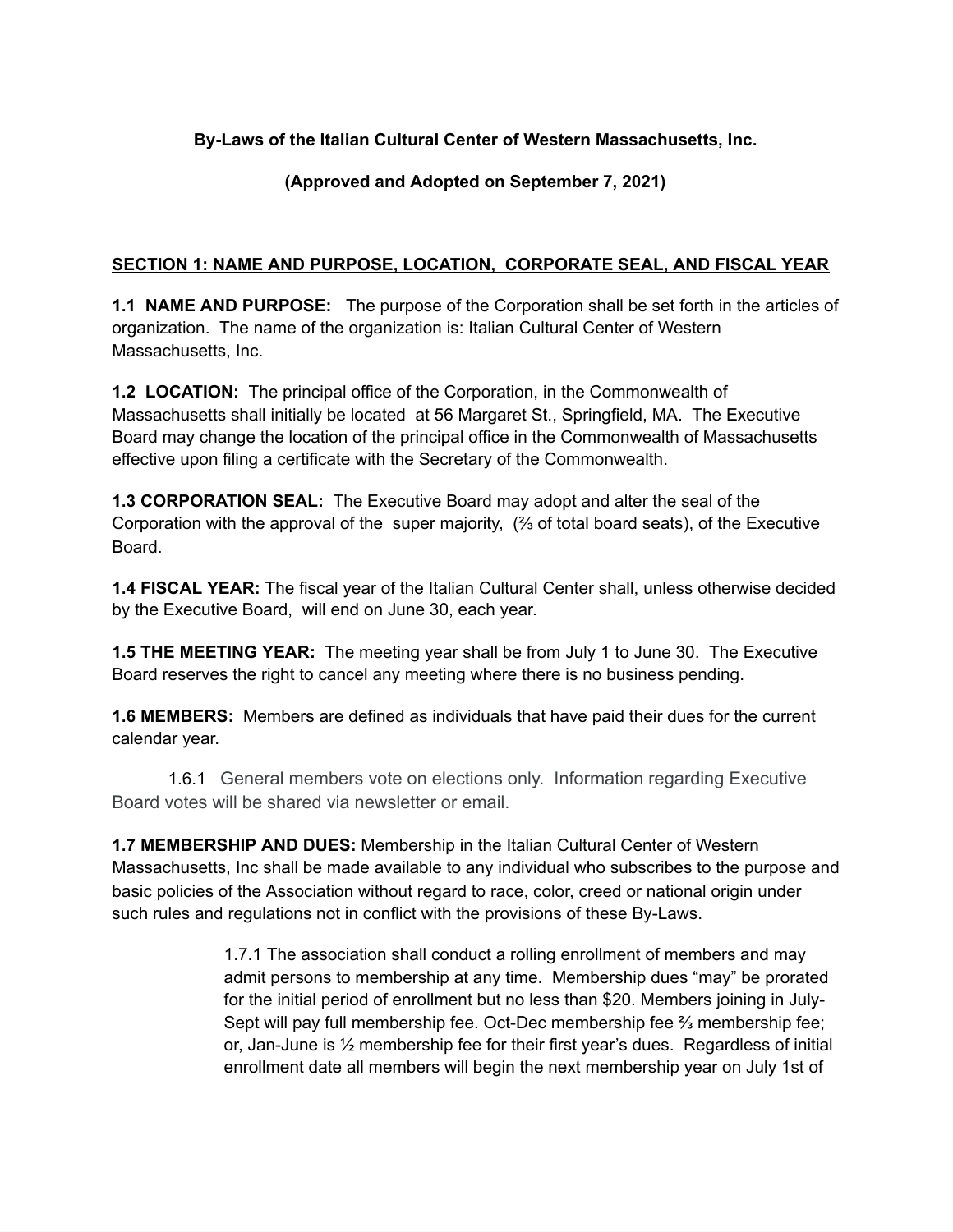**By-Laws of the Italian Cultural Center of Western Massachusetts, Inc.**

**(Approved and Adopted on September 7, 2021)**

## SECTION 1: NAME AND PURPOSE, LOCATION, CORPORATE SEAL, AND FISCAL YEAR

**1.1 NAME AND PURPOSE:** The purpose of the Corporation shall be set forth in the articles of organization. The name of the organization is: Italian Cultural Center of Western Massachusetts, Inc.

**1.2 LOCATION:** The principal office of the Corporation, in the Commonwealth of Massachusetts shall initially be located at 56 Margaret St., Springfield, MA. The Executive Board may change the location of the principal office in the Commonwealth of Massachusetts effective upon filing a certificate with the Secretary of the Commonwealth.

**1.3 CORPORATION SEAL:** The Executive Board may adopt and alter the seal of the Corporation with the approval of the super majority, (⅔ of total board seats), of the Executive Board.

**1.4 FISCAL YEAR:** The fiscal year of the Italian Cultural Center shall, unless otherwise decided by the Executive Board, will end on June 30, each year.

**1.5 THE MEETING YEAR:** The meeting year shall be from July 1 to June 30. The Executive Board reserves the right to cancel any meeting where there is no business pending.

**1.6 MEMBERS:** Members are defined as individuals that have paid their dues for the current calendar year.

1.6.1 General members vote on elections only. Information regarding Executive Board votes will be shared via newsletter or email.

**1.7 MEMBERSHIP AND DUES:** Membership in the Italian Cultural Center of Western Massachusetts, Inc shall be made available to any individual who subscribes to the purpose and basic policies of the Association without regard to race, color, creed or national origin under such rules and regulations not in conflict with the provisions of these By-Laws.

1.7.1 The association shall conduct a rolling enrollment of members and may admit persons to membership at any time. Membership dues "may" be prorated for the initial period of enrollment but no less than $20. Members joining in July-Sept will pay full membership fee. Oct-Dec membership fee ⅔ membership fee; or, Jan-June is ½ membership fee for their first year's dues. Regardless of initial enrollment date all members will begin the next membership year on July 1st of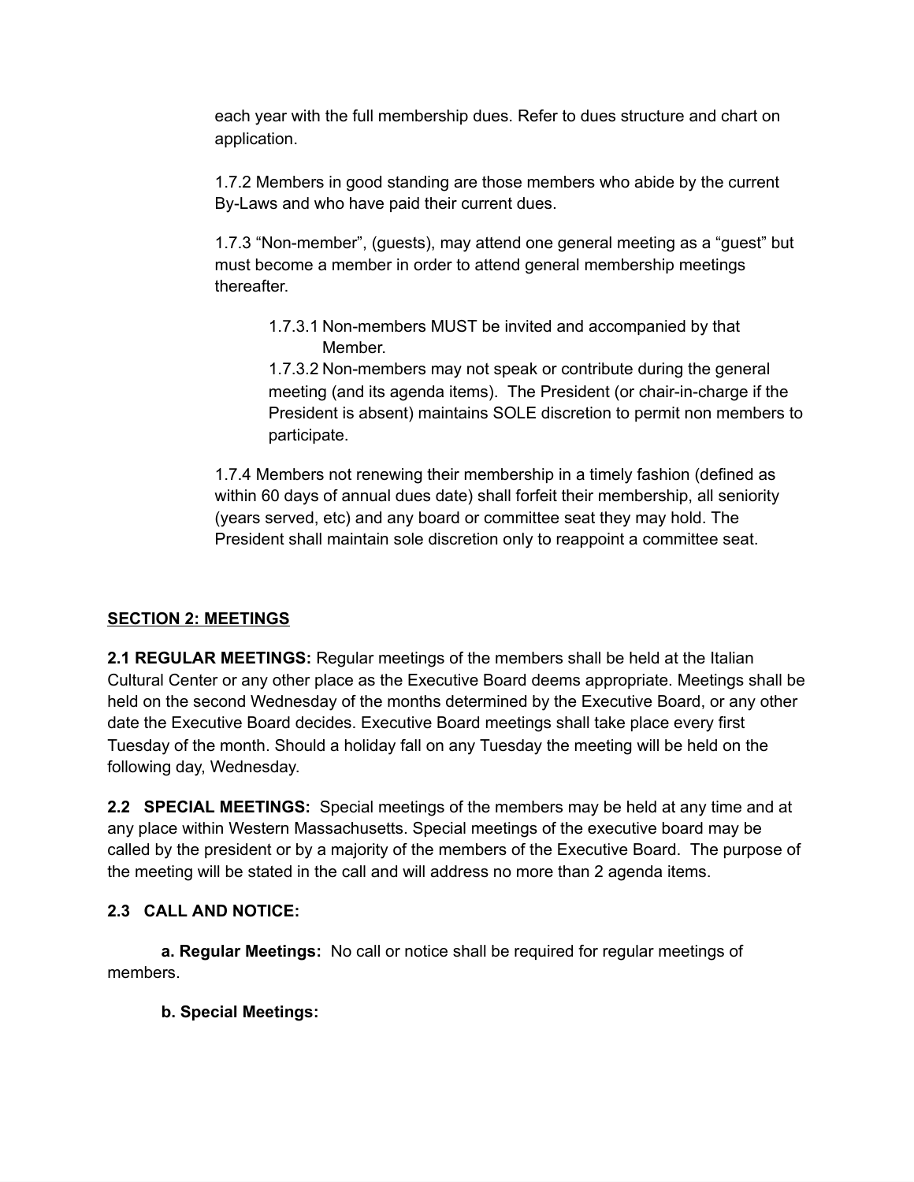each year with the full membership dues. Refer to dues structure and chart on application.

1.7.2 Members in good standing are those members who abide by the current By-Laws and who have paid their current dues.

1.7.3 “Non-member”, (guests), may attend one general meeting as a “guest” but must become a member in order to attend general membership meetings thereafter.

1.7.3.1 Non-members MUST be invited and accompanied by that Member.

1.7.3.2 Non-members may not speak or contribute during the general meeting (and its agenda items). The President (or chair-in-charge if the President is absent) maintains SOLE discretion to permit non members to participate.

1.7.4 Members not renewing their membership in a timely fashion (defined as within 60 days of annual dues date) shall forfeit their membership, all seniority (years served, etc) and any board or committee seat they may hold. The President shall maintain sole discretion only to reappoint a committee seat.

## SECTION 2: MEETINGS

**2.1 REGULAR MEETINGS:** Regular meetings of the members shall be held at the Italian Cultural Center or any other place as the Executive Board deems appropriate. Meetings shall be held on the second Wednesday of the months determined by the Executive Board, or any other date the Executive Board decides. Executive Board meetings shall take place every first Tuesday of the month. Should a holiday fall on any Tuesday the meeting will be held on the following day, Wednesday.

**2.2 SPECIAL MEETINGS:** Special meetings of the members may be held at any time and at any place within Western Massachusetts. Special meetings of the executive board may be called by the president or by a majority of the members of the Executive Board. The purpose of the meeting will be stated in the call and will address no more than 2 agenda items.

**2.3 CALL AND NOTICE:**

**a. Regular Meetings:** No call or notice shall be required for regular meetings of members.

**b. Special Meetings:**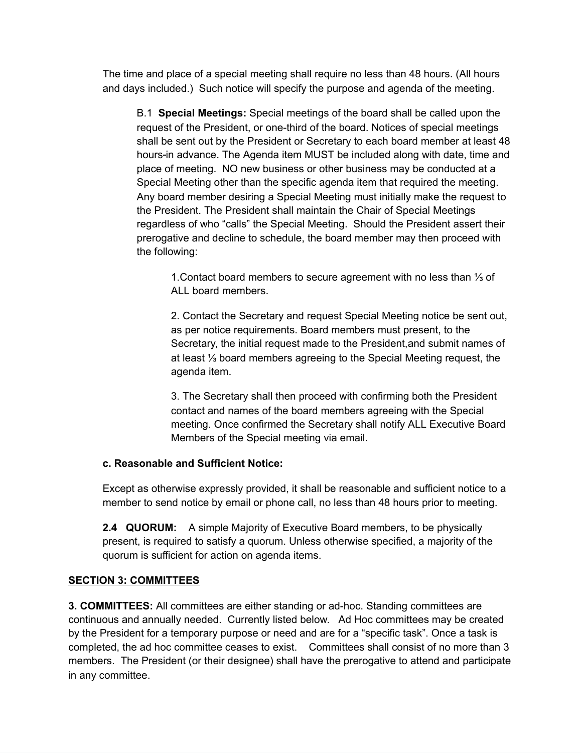The time and place of a special meeting shall require no less than 48 hours. (All hours and days included.) Such notice will specify the purpose and agenda of the meeting.

> B.1 **Special Meetings:** Special meetings of the board shall be called upon the request of the President, or one-third of the board. Notices of special meetings shall be sent out by the President or Secretary to each board member at least 48 hours-in advance. The Agenda item MUST be included along with date, time and place of meeting. NO new business or other business may be conducted at a Special Meeting other than the specific agenda item that required the meeting. Any board member desiring a Special Meeting must initially make the request to the President. The President shall maintain the Chair of Special Meetings regardless of who "calls" the Special Meeting. Should the President assert their prerogative and decline to schedule, the board member may then proceed with the following:
>
> > 1.Contact board members to secure agreement with no less than ⅓ of ALL board members.
> >
> > 2. Contact the Secretary and request Special Meeting notice be sent out, as per notice requirements. Board members must present, to the Secretary, the initial request made to the President,and submit names of at least ⅓ board members agreeing to the Special Meeting request, the agenda item.
> >
> > 3. The Secretary shall then proceed with confirming both the President contact and names of the board members agreeing with the Special meeting. Once confirmed the Secretary shall notify ALL Executive Board Members of the Special meeting via email.

**c. Reasonable and Sufficient Notice:**

Except as otherwise expressly provided, it shall be reasonable and sufficient notice to a member to send notice by email or phone call, no less than 48 hours prior to meeting.

**2.4 QUORUM:** A simple Majority of Executive Board members, to be physically present, is required to satisfy a quorum. Unless otherwise specified, a majority of the quorum is sufficient for action on agenda items.

## SECTION 3: COMMITTEES

**3. COMMITTEES:** All committees are either standing or ad-hoc. Standing committees are continuous and annually needed. Currently listed below. Ad Hoc committees may be created by the President for a temporary purpose or need and are for a "specific task". Once a task is completed, the ad hoc committee ceases to exist. Committees shall consist of no more than 3 members. The President (or their designee) shall have the prerogative to attend and participate in any committee.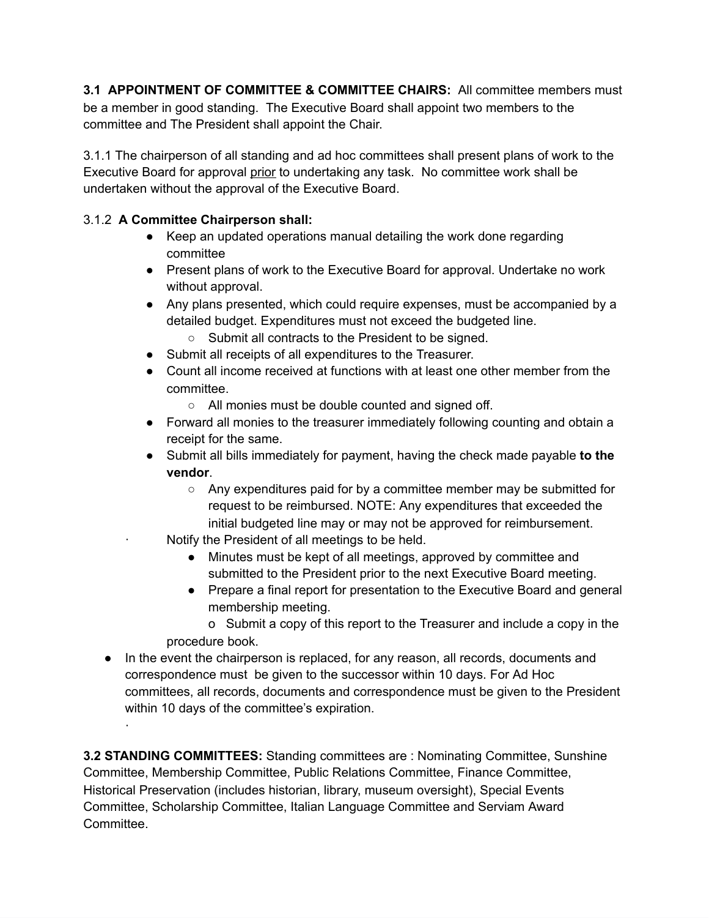**3.1 APPOINTMENT OF COMMITTEE & COMMITTEE CHAIRS:** All committee members must be a member in good standing. The Executive Board shall appoint two members to the committee and The President shall appoint the Chair.

3.1.1 The chairperson of all standing and ad hoc committees shall present plans of work to the Executive Board for approval <u>prior</u> to undertaking any task. No committee work shall be undertaken without the approval of the Executive Board.

3.1.2 **A Committee Chairperson shall:**

- Keep an updated operations manual detailing the work done regarding committee
- Present plans of work to the Executive Board for approval. Undertake no work without approval.
- Any plans presented, which could require expenses, must be accompanied by a detailed budget. Expenditures must not exceed the budgeted line.
  - Submit all contracts to the President to be signed.
- Submit all receipts of all expenditures to the Treasurer.
- Count all income received at functions with at least one other member from the committee.
  - All monies must be double counted and signed off.
- Forward all monies to the treasurer immediately following counting and obtain a receipt for the same.
- Submit all bills immediately for payment, having the check made payable **to the vendor**.
  - Any expenditures paid for by a committee member may be submitted for request to be reimbursed. NOTE: Any expenditures that exceeded the initial budgeted line may or may not be approved for reimbursement.
- Notify the President of all meetings to be held.
  - Minutes must be kept of all meetings, approved by committee and submitted to the President prior to the next Executive Board meeting.
  - Prepare a final report for presentation to the Executive Board and general membership meeting.
    - Submit a copy of this report to the Treasurer and include a copy in the procedure book.
- In the event the chairperson is replaced, for any reason, all records, documents and correspondence must be given to the successor within 10 days. For Ad Hoc committees, all records, documents and correspondence must be given to the President within 10 days of the committee's expiration.

**3.2 STANDING COMMITTEES:** Standing committees are : Nominating Committee, Sunshine Committee, Membership Committee, Public Relations Committee, Finance Committee, Historical Preservation (includes historian, library, museum oversight), Special Events Committee, Scholarship Committee, Italian Language Committee and Serviam Award Committee.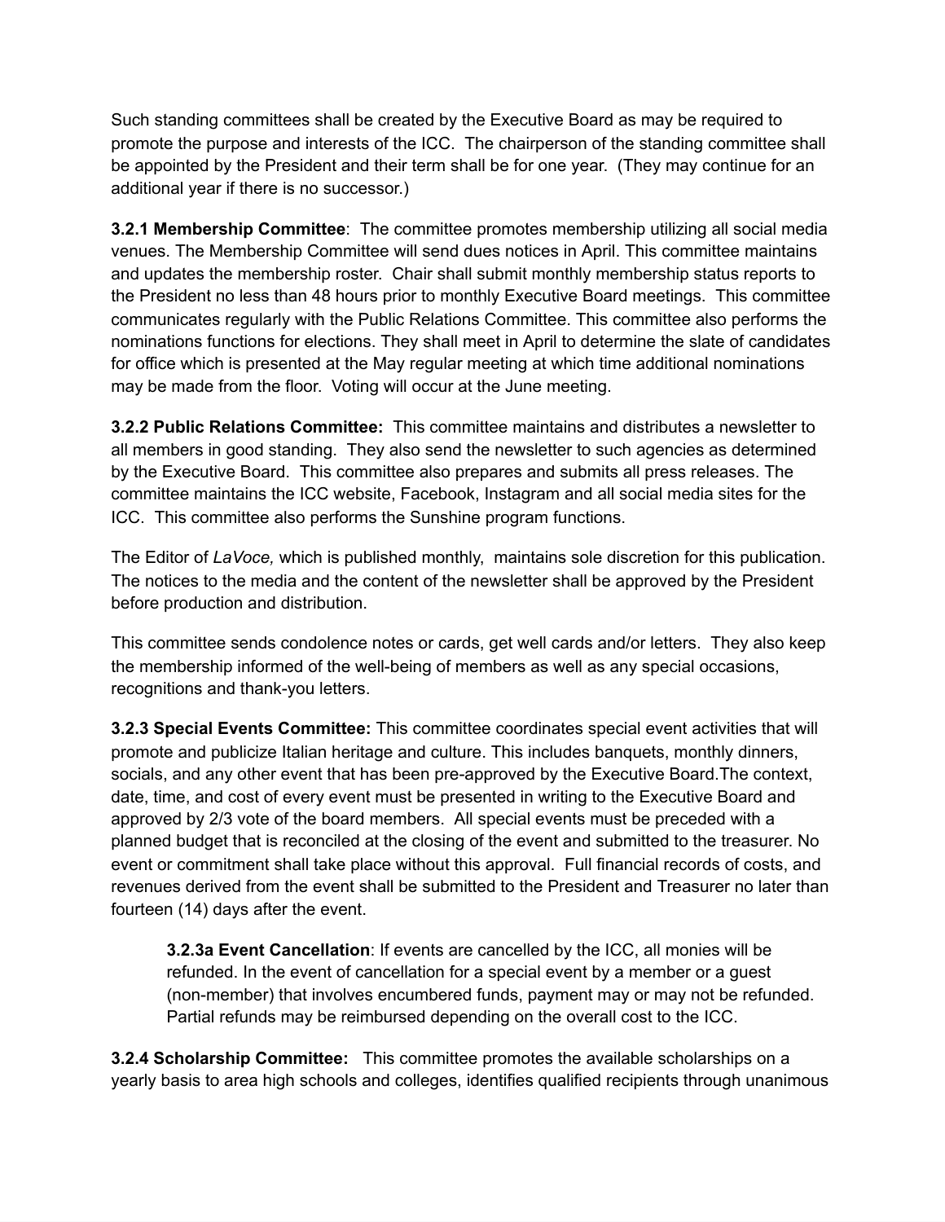Such standing committees shall be created by the Executive Board as may be required to promote the purpose and interests of the ICC. The chairperson of the standing committee shall be appointed by the President and their term shall be for one year. (They may continue for an additional year if there is no successor.)

**3.2.1 Membership Committee**: The committee promotes membership utilizing all social media venues. The Membership Committee will send dues notices in April. This committee maintains and updates the membership roster. Chair shall submit monthly membership status reports to the President no less than 48 hours prior to monthly Executive Board meetings. This committee communicates regularly with the Public Relations Committee. This committee also performs the nominations functions for elections. They shall meet in April to determine the slate of candidates for office which is presented at the May regular meeting at which time additional nominations may be made from the floor. Voting will occur at the June meeting.

**3.2.2 Public Relations Committee:** This committee maintains and distributes a newsletter to all members in good standing. They also send the newsletter to such agencies as determined by the Executive Board. This committee also prepares and submits all press releases. The committee maintains the ICC website, Facebook, Instagram and all social media sites for the ICC. This committee also performs the Sunshine program functions.

The Editor of *LaVoce,* which is published monthly, maintains sole discretion for this publication. The notices to the media and the content of the newsletter shall be approved by the President before production and distribution.

This committee sends condolence notes or cards, get well cards and/or letters. They also keep the membership informed of the well-being of members as well as any special occasions, recognitions and thank-you letters.

**3.2.3 Special Events Committee:** This committee coordinates special event activities that will promote and publicize Italian heritage and culture. This includes banquets, monthly dinners, socials, and any other event that has been pre-approved by the Executive Board.The context, date, time, and cost of every event must be presented in writing to the Executive Board and approved by 2/3 vote of the board members. All special events must be preceded with a planned budget that is reconciled at the closing of the event and submitted to the treasurer. No event or commitment shall take place without this approval. Full financial records of costs, and revenues derived from the event shall be submitted to the President and Treasurer no later than fourteen (14) days after the event.

> **3.2.3a Event Cancellation**: If events are cancelled by the ICC, all monies will be refunded. In the event of cancellation for a special event by a member or a guest (non-member) that involves encumbered funds, payment may or may not be refunded. Partial refunds may be reimbursed depending on the overall cost to the ICC.

**3.2.4 Scholarship Committee:** This committee promotes the available scholarships on a yearly basis to area high schools and colleges, identifies qualified recipients through unanimous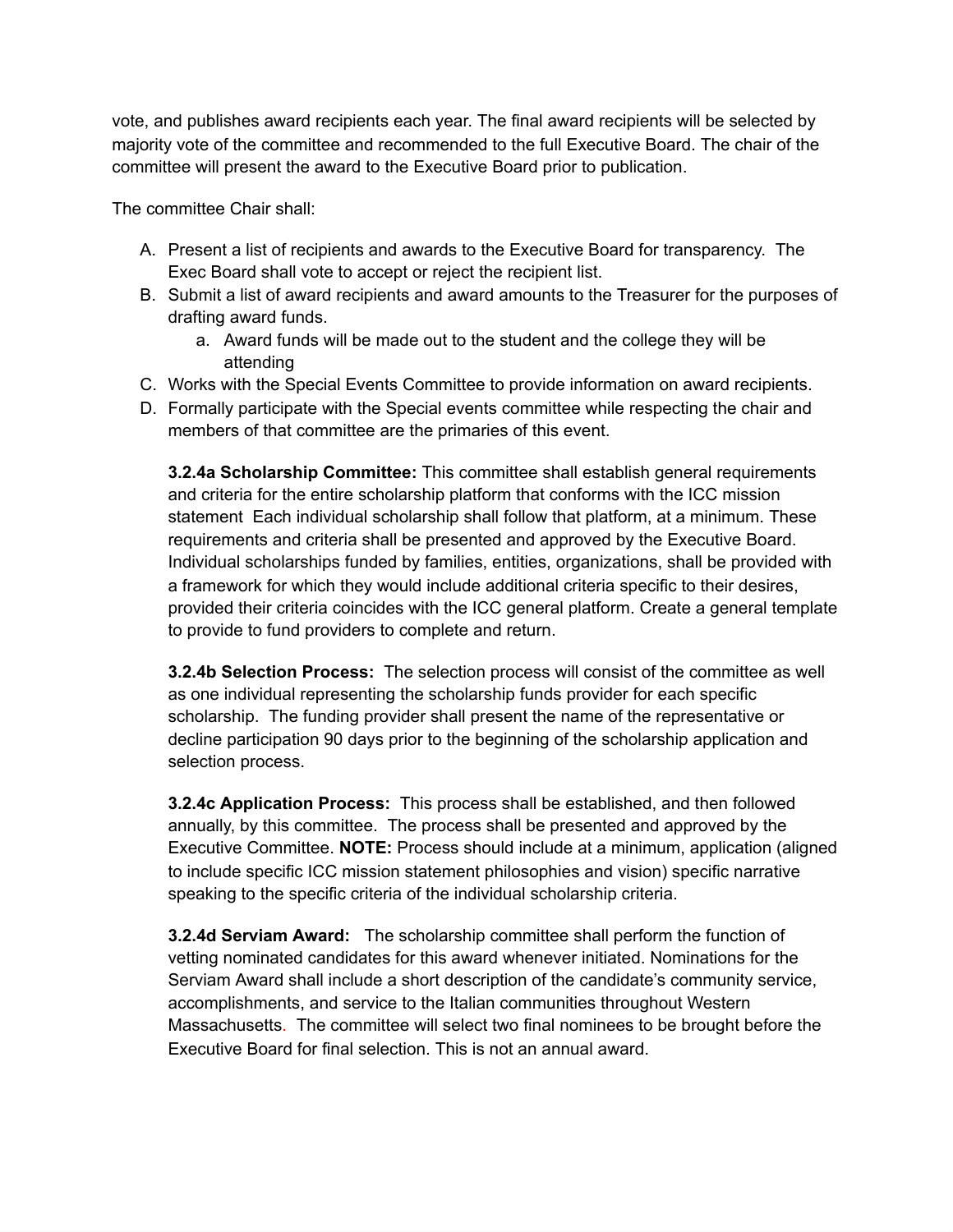vote, and publishes award recipients each year. The final award recipients will be selected by majority vote of the committee and recommended to the full Executive Board. The chair of the committee will present the award to the Executive Board prior to publication.

The committee Chair shall:

A. Present a list of recipients and awards to the Executive Board for transparency. The Exec Board shall vote to accept or reject the recipient list.
B. Submit a list of award recipients and award amounts to the Treasurer for the purposes of drafting award funds.
    a. Award funds will be made out to the student and the college they will be attending
C. Works with the Special Events Committee to provide information on award recipients.
D. Formally participate with the Special events committee while respecting the chair and members of that committee are the primaries of this event.

**3.2.4a Scholarship Committee:** This committee shall establish general requirements and criteria for the entire scholarship platform that conforms with the ICC mission statement Each individual scholarship shall follow that platform, at a minimum. These requirements and criteria shall be presented and approved by the Executive Board. Individual scholarships funded by families, entities, organizations, shall be provided with a framework for which they would include additional criteria specific to their desires, provided their criteria coincides with the ICC general platform. Create a general template to provide to fund providers to complete and return.

**3.2.4b Selection Process:** The selection process will consist of the committee as well as one individual representing the scholarship funds provider for each specific scholarship. The funding provider shall present the name of the representative or decline participation 90 days prior to the beginning of the scholarship application and selection process.

**3.2.4c Application Process:** This process shall be established, and then followed annually, by this committee. The process shall be presented and approved by the Executive Committee. **NOTE:** Process should include at a minimum, application (aligned to include specific ICC mission statement philosophies and vision) specific narrative speaking to the specific criteria of the individual scholarship criteria.

**3.2.4d Serviam Award:** The scholarship committee shall perform the function of vetting nominated candidates for this award whenever initiated. Nominations for the Serviam Award shall include a short description of the candidate's community service, accomplishments, and service to the Italian communities throughout Western Massachusetts. The committee will select two final nominees to be brought before the Executive Board for final selection. This is not an annual award.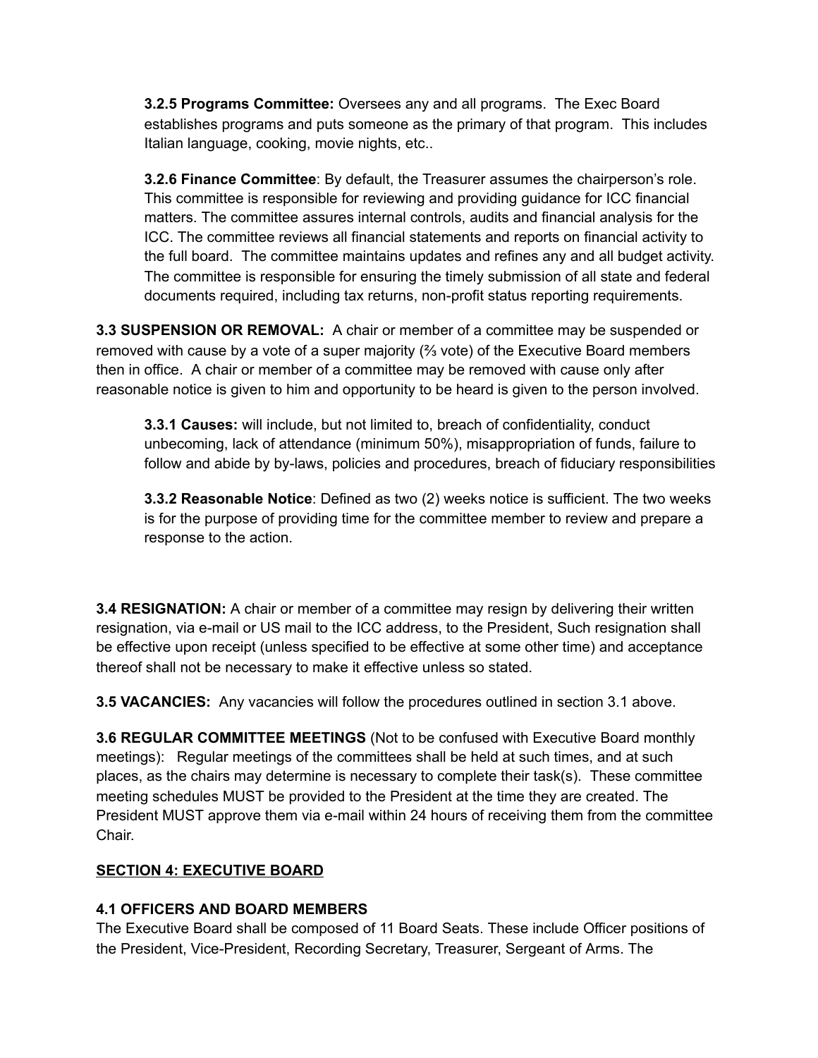**3.2.5 Programs Committee:** Oversees any and all programs. The Exec Board establishes programs and puts someone as the primary of that program. This includes Italian language, cooking, movie nights, etc..

**3.2.6 Finance Committee**: By default, the Treasurer assumes the chairperson's role. This committee is responsible for reviewing and providing guidance for ICC financial matters. The committee assures internal controls, audits and financial analysis for the ICC. The committee reviews all financial statements and reports on financial activity to the full board. The committee maintains updates and refines any and all budget activity. The committee is responsible for ensuring the timely submission of all state and federal documents required, including tax returns, non-profit status reporting requirements.

**3.3 SUSPENSION OR REMOVAL:** A chair or member of a committee may be suspended or removed with cause by a vote of a super majority (⅔ vote) of the Executive Board members then in office. A chair or member of a committee may be removed with cause only after reasonable notice is given to him and opportunity to be heard is given to the person involved.

**3.3.1 Causes:** will include, but not limited to, breach of confidentiality, conduct unbecoming, lack of attendance (minimum 50%), misappropriation of funds, failure to follow and abide by by-laws, policies and procedures, breach of fiduciary responsibilities

**3.3.2 Reasonable Notice**: Defined as two (2) weeks notice is sufficient. The two weeks is for the purpose of providing time for the committee member to review and prepare a response to the action.

**3.4 RESIGNATION:** A chair or member of a committee may resign by delivering their written resignation, via e-mail or US mail to the ICC address, to the President, Such resignation shall be effective upon receipt (unless specified to be effective at some other time) and acceptance thereof shall not be necessary to make it effective unless so stated.

**3.5 VACANCIES:** Any vacancies will follow the procedures outlined in section 3.1 above.

**3.6 REGULAR COMMITTEE MEETINGS** (Not to be confused with Executive Board monthly meetings): Regular meetings of the committees shall be held at such times, and at such places, as the chairs may determine is necessary to complete their task(s). These committee meeting schedules MUST be provided to the President at the time they are created. The President MUST approve them via e-mail within 24 hours of receiving them from the committee Chair.

## SECTION 4: EXECUTIVE BOARD

### 4.1 OFFICERS AND BOARD MEMBERS

The Executive Board shall be composed of 11 Board Seats. These include Officer positions of the President, Vice-President, Recording Secretary, Treasurer, Sergeant of Arms. The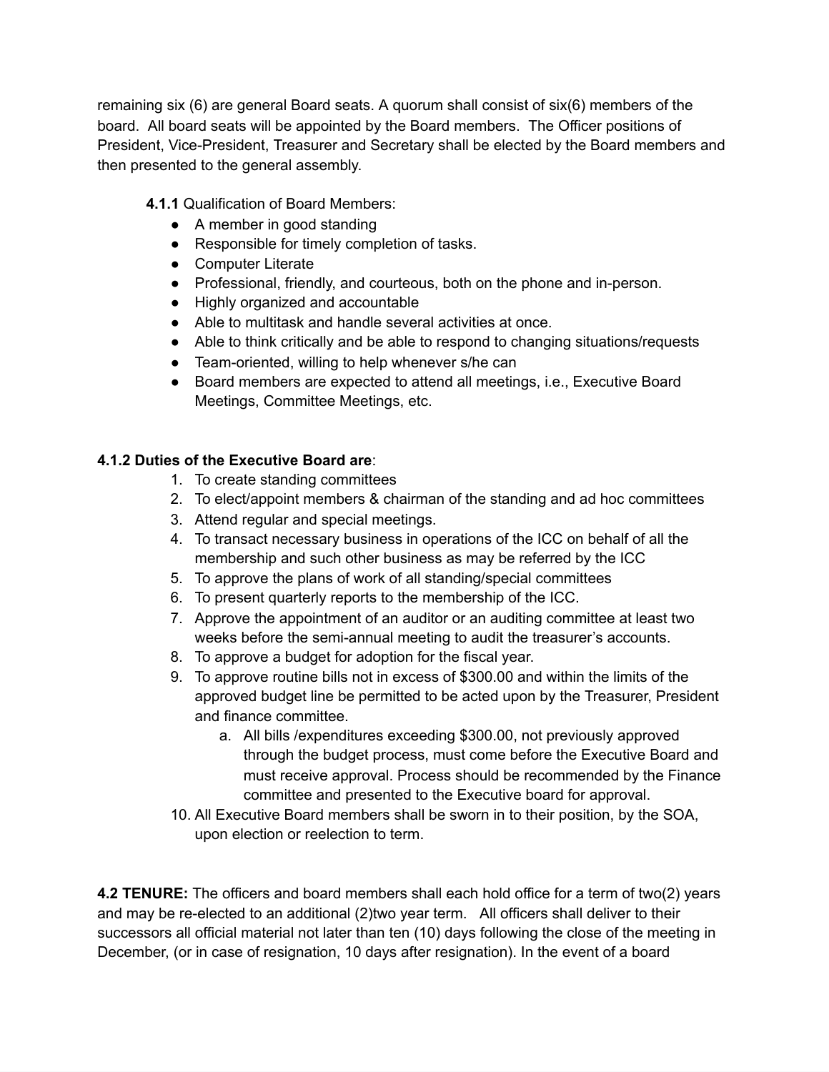remaining six (6) are general Board seats. A quorum shall consist of six(6) members of the board. All board seats will be appointed by the Board members. The Officer positions of President, Vice-President, Treasurer and Secretary shall be elected by the Board members and then presented to the general assembly.

**4.1.1** Qualification of Board Members:

- A member in good standing
- Responsible for timely completion of tasks.
- Computer Literate
- Professional, friendly, and courteous, both on the phone and in-person.
- Highly organized and accountable
- Able to multitask and handle several activities at once.
- Able to think critically and be able to respond to changing situations/requests
- Team-oriented, willing to help whenever s/he can
- Board members are expected to attend all meetings, i.e., Executive Board Meetings, Committee Meetings, etc.

**4.1.2 Duties of the Executive Board are**:

1. To create standing committees
2. To elect/appoint members & chairman of the standing and ad hoc committees
3. Attend regular and special meetings.
4. To transact necessary business in operations of the ICC on behalf of all the membership and such other business as may be referred by the ICC
5. To approve the plans of work of all standing/special committees
6. To present quarterly reports to the membership of the ICC.
7. Approve the appointment of an auditor or an auditing committee at least two weeks before the semi-annual meeting to audit the treasurer's accounts.
8. To approve a budget for adoption for the fiscal year.
9. To approve routine bills not in excess of $300.00 and within the limits of the approved budget line be permitted to be acted upon by the Treasurer, President and finance committee.
    a. All bills /expenditures exceeding $300.00, not previously approved through the budget process, must come before the Executive Board and must receive approval. Process should be recommended by the Finance committee and presented to the Executive board for approval.
10. All Executive Board members shall be sworn in to their position, by the SOA, upon election or reelection to term.

**4.2 TENURE:** The officers and board members shall each hold office for a term of two(2) years and may be re-elected to an additional (2)two year term. All officers shall deliver to their successors all official material not later than ten (10) days following the close of the meeting in December, (or in case of resignation, 10 days after resignation). In the event of a board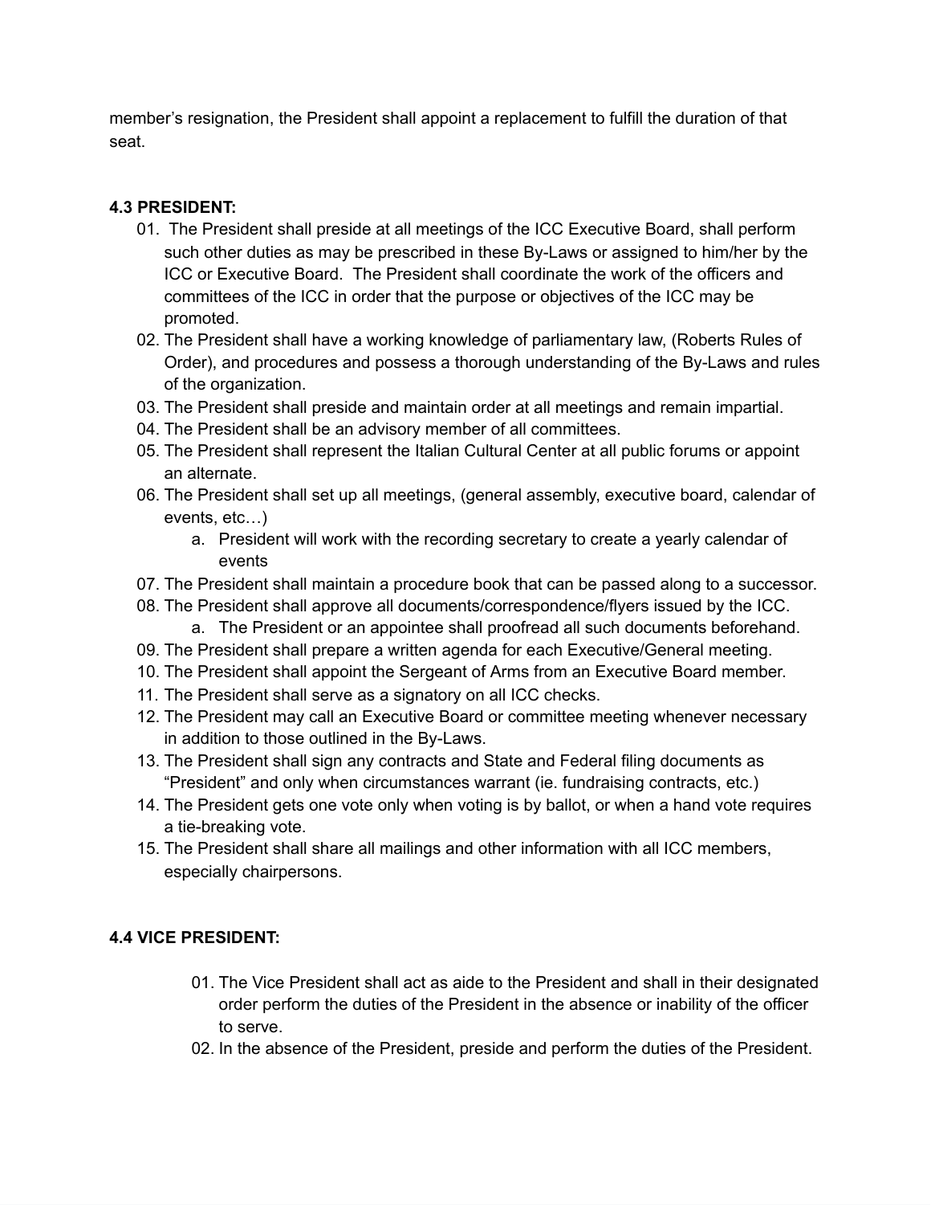member's resignation, the President shall appoint a replacement to fulfill the duration of that seat.

### 4.3 PRESIDENT:

01. The President shall preside at all meetings of the ICC Executive Board, shall perform such other duties as may be prescribed in these By-Laws or assigned to him/her by the ICC or Executive Board. The President shall coordinate the work of the officers and committees of the ICC in order that the purpose or objectives of the ICC may be promoted.
02. The President shall have a working knowledge of parliamentary law, (Roberts Rules of Order), and procedures and possess a thorough understanding of the By-Laws and rules of the organization.
03. The President shall preside and maintain order at all meetings and remain impartial.
04. The President shall be an advisory member of all committees.
05. The President shall represent the Italian Cultural Center at all public forums or appoint an alternate.
06. The President shall set up all meetings, (general assembly, executive board, calendar of events, etc…)
    a. President will work with the recording secretary to create a yearly calendar of events
07. The President shall maintain a procedure book that can be passed along to a successor.
08. The President shall approve all documents/correspondence/flyers issued by the ICC.
    a. The President or an appointee shall proofread all such documents beforehand.
09. The President shall prepare a written agenda for each Executive/General meeting.
10. The President shall appoint the Sergeant of Arms from an Executive Board member.
11. The President shall serve as a signatory on all ICC checks.
12. The President may call an Executive Board or committee meeting whenever necessary in addition to those outlined in the By-Laws.
13. The President shall sign any contracts and State and Federal filing documents as "President" and only when circumstances warrant (ie. fundraising contracts, etc.)
14. The President gets one vote only when voting is by ballot, or when a hand vote requires a tie-breaking vote.
15. The President shall share all mailings and other information with all ICC members, especially chairpersons.

### 4.4 VICE PRESIDENT:

01. The Vice President shall act as aide to the President and shall in their designated order perform the duties of the President in the absence or inability of the officer to serve.
02. In the absence of the President, preside and perform the duties of the President.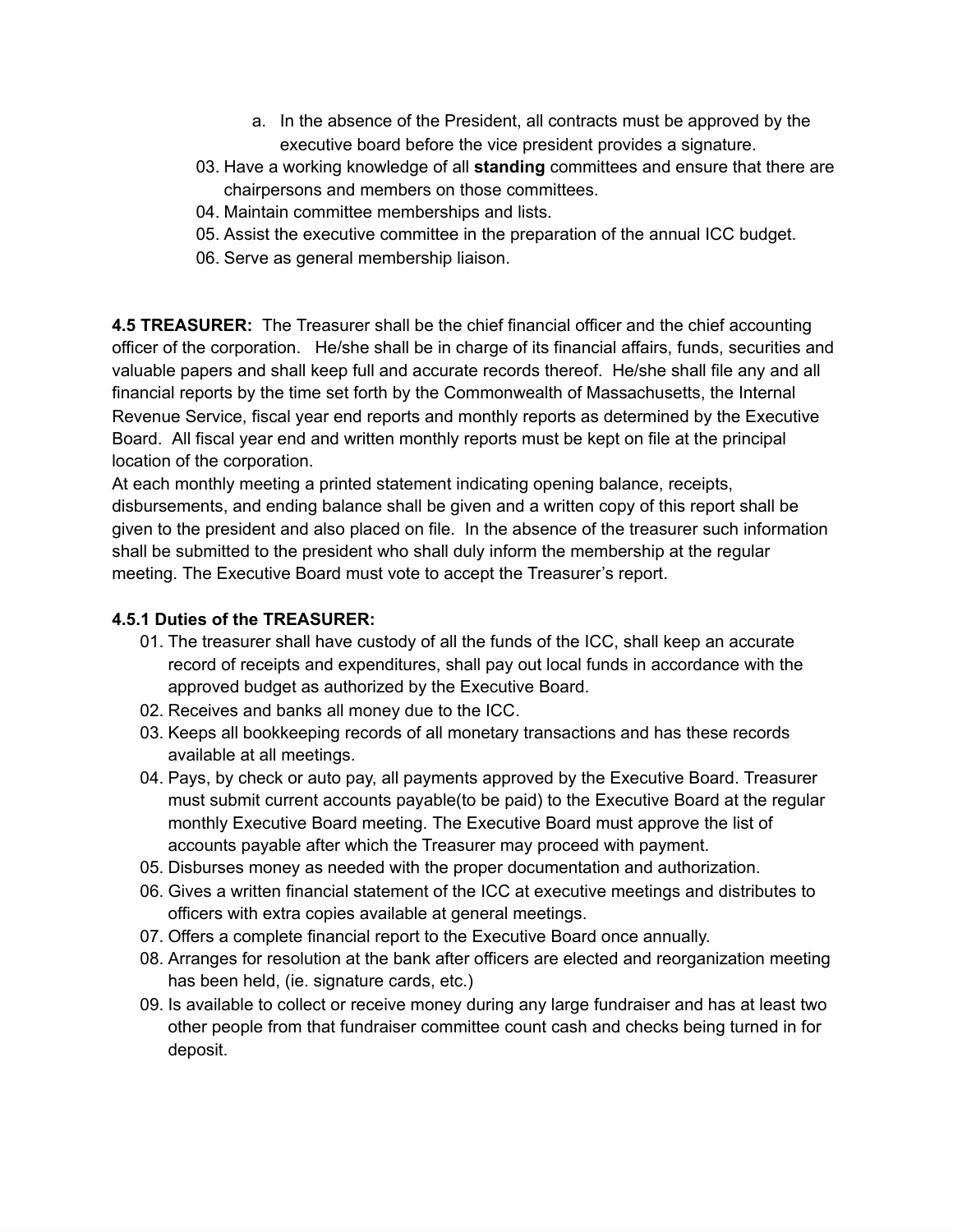a. In the absence of the President, all contracts must be approved by the executive board before the vice president provides a signature.

03. Have a working knowledge of all **standing** committees and ensure that there are chairpersons and members on those committees.
04. Maintain committee memberships and lists.
05. Assist the executive committee in the preparation of the annual ICC budget.
06. Serve as general membership liaison.

**4.5 TREASURER:** The Treasurer shall be the chief financial officer and the chief accounting officer of the corporation. He/she shall be in charge of its financial affairs, funds, securities and valuable papers and shall keep full and accurate records thereof. He/she shall file any and all financial reports by the time set forth by the Commonwealth of Massachusetts, the Internal Revenue Service, fiscal year end reports and monthly reports as determined by the Executive Board. All fiscal year end and written monthly reports must be kept on file at the principal location of the corporation.
At each monthly meeting a printed statement indicating opening balance, receipts, disbursements, and ending balance shall be given and a written copy of this report shall be given to the president and also placed on file. In the absence of the treasurer such information shall be submitted to the president who shall duly inform the membership at the regular meeting. The Executive Board must vote to accept the Treasurer's report.

**4.5.1 Duties of the TREASURER:**

01. The treasurer shall have custody of all the funds of the ICC, shall keep an accurate record of receipts and expenditures, shall pay out local funds in accordance with the approved budget as authorized by the Executive Board.
02. Receives and banks all money due to the ICC.
03. Keeps all bookkeeping records of all monetary transactions and has these records available at all meetings.
04. Pays, by check or auto pay, all payments approved by the Executive Board. Treasurer must submit current accounts payable(to be paid) to the Executive Board at the regular monthly Executive Board meeting. The Executive Board must approve the list of accounts payable after which the Treasurer may proceed with payment.
05. Disburses money as needed with the proper documentation and authorization.
06. Gives a written financial statement of the ICC at executive meetings and distributes to officers with extra copies available at general meetings.
07. Offers a complete financial report to the Executive Board once annually.
08. Arranges for resolution at the bank after officers are elected and reorganization meeting has been held, (ie. signature cards, etc.)
09. Is available to collect or receive money during any large fundraiser and has at least two other people from that fundraiser committee count cash and checks being turned in for deposit.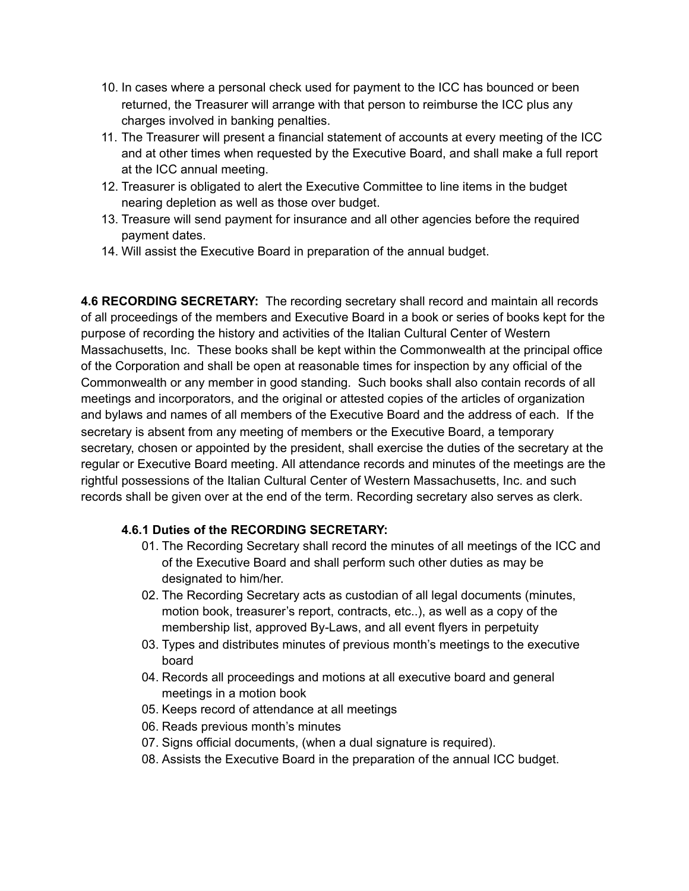10. In cases where a personal check used for payment to the ICC has bounced or been returned, the Treasurer will arrange with that person to reimburse the ICC plus any charges involved in banking penalties.
11. The Treasurer will present a financial statement of accounts at every meeting of the ICC and at other times when requested by the Executive Board, and shall make a full report at the ICC annual meeting.
12. Treasurer is obligated to alert the Executive Committee to line items in the budget nearing depletion as well as those over budget.
13. Treasure will send payment for insurance and all other agencies before the required payment dates.
14. Will assist the Executive Board in preparation of the annual budget.

**4.6 RECORDING SECRETARY:** The recording secretary shall record and maintain all records of all proceedings of the members and Executive Board in a book or series of books kept for the purpose of recording the history and activities of the Italian Cultural Center of Western Massachusetts, Inc. These books shall be kept within the Commonwealth at the principal office of the Corporation and shall be open at reasonable times for inspection by any official of the Commonwealth or any member in good standing. Such books shall also contain records of all meetings and incorporators, and the original or attested copies of the articles of organization and bylaws and names of all members of the Executive Board and the address of each. If the secretary is absent from any meeting of members or the Executive Board, a temporary secretary, chosen or appointed by the president, shall exercise the duties of the secretary at the regular or Executive Board meeting. All attendance records and minutes of the meetings are the rightful possessions of the Italian Cultural Center of Western Massachusetts, Inc. and such records shall be given over at the end of the term. Recording secretary also serves as clerk.

**4.6.1 Duties of the RECORDING SECRETARY:**

01. The Recording Secretary shall record the minutes of all meetings of the ICC and of the Executive Board and shall perform such other duties as may be designated to him/her.
02. The Recording Secretary acts as custodian of all legal documents (minutes, motion book, treasurer's report, contracts, etc..), as well as a copy of the membership list, approved By-Laws, and all event flyers in perpetuity
03. Types and distributes minutes of previous month's meetings to the executive board
04. Records all proceedings and motions at all executive board and general meetings in a motion book
05. Keeps record of attendance at all meetings
06. Reads previous month's minutes
07. Signs official documents, (when a dual signature is required).
08. Assists the Executive Board in the preparation of the annual ICC budget.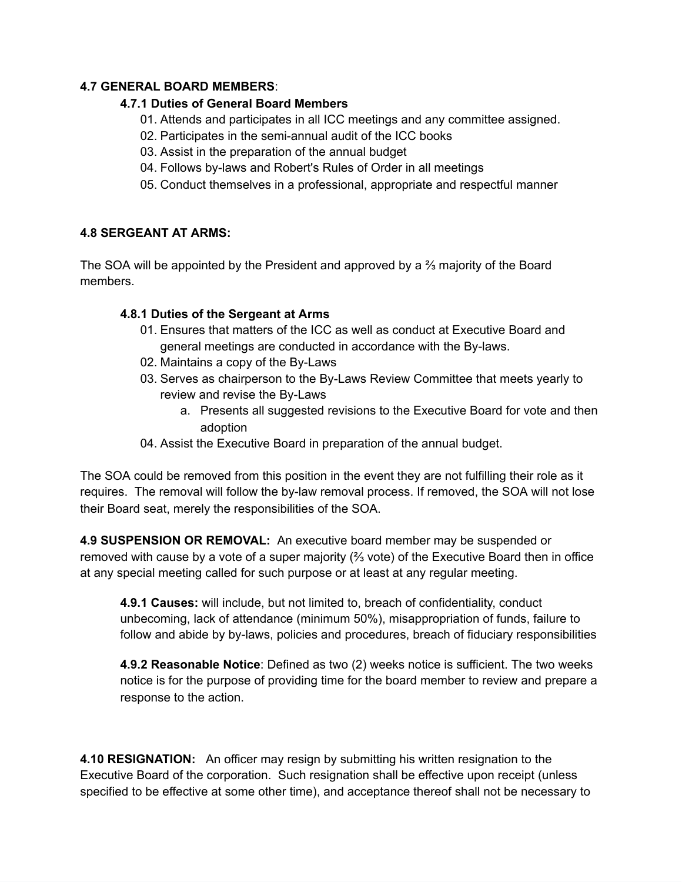**4.7 GENERAL BOARD MEMBERS**:

**4.7.1 Duties of General Board Members**

01. Attends and participates in all ICC meetings and any committee assigned.
02. Participates in the semi-annual audit of the ICC books
03. Assist in the preparation of the annual budget
04. Follows by-laws and Robert's Rules of Order in all meetings
05. Conduct themselves in a professional, appropriate and respectful manner

**4.8 SERGEANT AT ARMS:**

The SOA will be appointed by the President and approved by a ⅔ majority of the Board members.

**4.8.1 Duties of the Sergeant at Arms**

01. Ensures that matters of the ICC as well as conduct at Executive Board and general meetings are conducted in accordance with the By-laws.
02. Maintains a copy of the By-Laws
03. Serves as chairperson to the By-Laws Review Committee that meets yearly to review and revise the By-Laws
    a. Presents all suggested revisions to the Executive Board for vote and then adoption
04. Assist the Executive Board in preparation of the annual budget.

The SOA could be removed from this position in the event they are not fulfilling their role as it requires. The removal will follow the by-law removal process. If removed, the SOA will not lose their Board seat, merely the responsibilities of the SOA.

**4.9 SUSPENSION OR REMOVAL:** An executive board member may be suspended or removed with cause by a vote of a super majority (⅔ vote) of the Executive Board then in office at any special meeting called for such purpose or at least at any regular meeting.

**4.9.1 Causes:** will include, but not limited to, breach of confidentiality, conduct unbecoming, lack of attendance (minimum 50%), misappropriation of funds, failure to follow and abide by by-laws, policies and procedures, breach of fiduciary responsibilities

**4.9.2 Reasonable Notice**: Defined as two (2) weeks notice is sufficient. The two weeks notice is for the purpose of providing time for the board member to review and prepare a response to the action.

**4.10 RESIGNATION:** An officer may resign by submitting his written resignation to the Executive Board of the corporation. Such resignation shall be effective upon receipt (unless specified to be effective at some other time), and acceptance thereof shall not be necessary to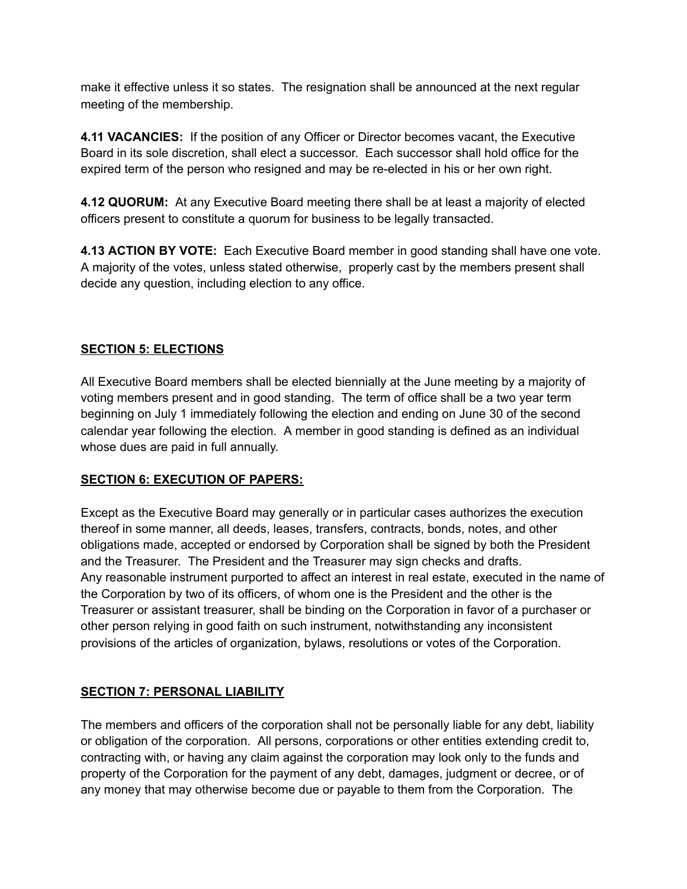make it effective unless it so states. The resignation shall be announced at the next regular meeting of the membership.

**4.11 VACANCIES:** If the position of any Officer or Director becomes vacant, the Executive Board in its sole discretion, shall elect a successor. Each successor shall hold office for the expired term of the person who resigned and may be re-elected in his or her own right.

**4.12 QUORUM:** At any Executive Board meeting there shall be at least a majority of elected officers present to constitute a quorum for business to be legally transacted.

**4.13 ACTION BY VOTE:** Each Executive Board member in good standing shall have one vote. A majority of the votes, unless stated otherwise, properly cast by the members present shall decide any question, including election to any office.

## **SECTION 5: ELECTIONS**

All Executive Board members shall be elected biennially at the June meeting by a majority of voting members present and in good standing. The term of office shall be a two year term beginning on July 1 immediately following the election and ending on June 30 of the second calendar year following the election. A member in good standing is defined as an individual whose dues are paid in full annually.

## **SECTION 6: EXECUTION OF PAPERS:**

Except as the Executive Board may generally or in particular cases authorizes the execution thereof in some manner, all deeds, leases, transfers, contracts, bonds, notes, and other obligations made, accepted or endorsed by Corporation shall be signed by both the President and the Treasurer. The President and the Treasurer may sign checks and drafts.
Any reasonable instrument purported to affect an interest in real estate, executed in the name of the Corporation by two of its officers, of whom one is the President and the other is the Treasurer or assistant treasurer, shall be binding on the Corporation in favor of a purchaser or other person relying in good faith on such instrument, notwithstanding any inconsistent provisions of the articles of organization, bylaws, resolutions or votes of the Corporation.

## **SECTION 7: PERSONAL LIABILITY**

The members and officers of the corporation shall not be personally liable for any debt, liability or obligation of the corporation. All persons, corporations or other entities extending credit to, contracting with, or having any claim against the corporation may look only to the funds and property of the Corporation for the payment of any debt, damages, judgment or decree, or of any money that may otherwise become due or payable to them from the Corporation. The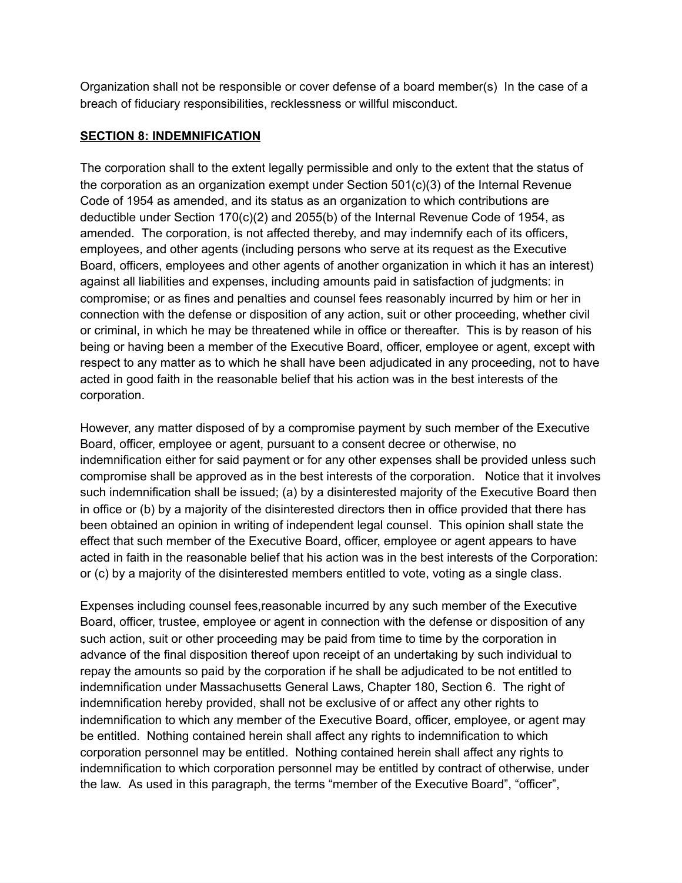Organization shall not be responsible or cover defense of a board member(s) In the case of a breach of fiduciary responsibilities, recklessness or willful misconduct.

**SECTION 8: INDEMNIFICATION**

The corporation shall to the extent legally permissible and only to the extent that the status of the corporation as an organization exempt under Section 501(c)(3) of the Internal Revenue Code of 1954 as amended, and its status as an organization to which contributions are deductible under Section 170(c)(2) and 2055(b) of the Internal Revenue Code of 1954, as amended. The corporation, is not affected thereby, and may indemnify each of its officers, employees, and other agents (including persons who serve at its request as the Executive Board, officers, employees and other agents of another organization in which it has an interest) against all liabilities and expenses, including amounts paid in satisfaction of judgments: in compromise; or as fines and penalties and counsel fees reasonably incurred by him or her in connection with the defense or disposition of any action, suit or other proceeding, whether civil or criminal, in which he may be threatened while in office or thereafter. This is by reason of his being or having been a member of the Executive Board, officer, employee or agent, except with respect to any matter as to which he shall have been adjudicated in any proceeding, not to have acted in good faith in the reasonable belief that his action was in the best interests of the corporation.

However, any matter disposed of by a compromise payment by such member of the Executive Board, officer, employee or agent, pursuant to a consent decree or otherwise, no indemnification either for said payment or for any other expenses shall be provided unless such compromise shall be approved as in the best interests of the corporation. Notice that it involves such indemnification shall be issued; (a) by a disinterested majority of the Executive Board then in office or (b) by a majority of the disinterested directors then in office provided that there has been obtained an opinion in writing of independent legal counsel. This opinion shall state the effect that such member of the Executive Board, officer, employee or agent appears to have acted in faith in the reasonable belief that his action was in the best interests of the Corporation: or (c) by a majority of the disinterested members entitled to vote, voting as a single class.

Expenses including counsel fees,reasonable incurred by any such member of the Executive Board, officer, trustee, employee or agent in connection with the defense or disposition of any such action, suit or other proceeding may be paid from time to time by the corporation in advance of the final disposition thereof upon receipt of an undertaking by such individual to repay the amounts so paid by the corporation if he shall be adjudicated to be not entitled to indemnification under Massachusetts General Laws, Chapter 180, Section 6. The right of indemnification hereby provided, shall not be exclusive of or affect any other rights to indemnification to which any member of the Executive Board, officer, employee, or agent may be entitled. Nothing contained herein shall affect any rights to indemnification to which corporation personnel may be entitled. Nothing contained herein shall affect any rights to indemnification to which corporation personnel may be entitled by contract of otherwise, under the law. As used in this paragraph, the terms "member of the Executive Board", "officer",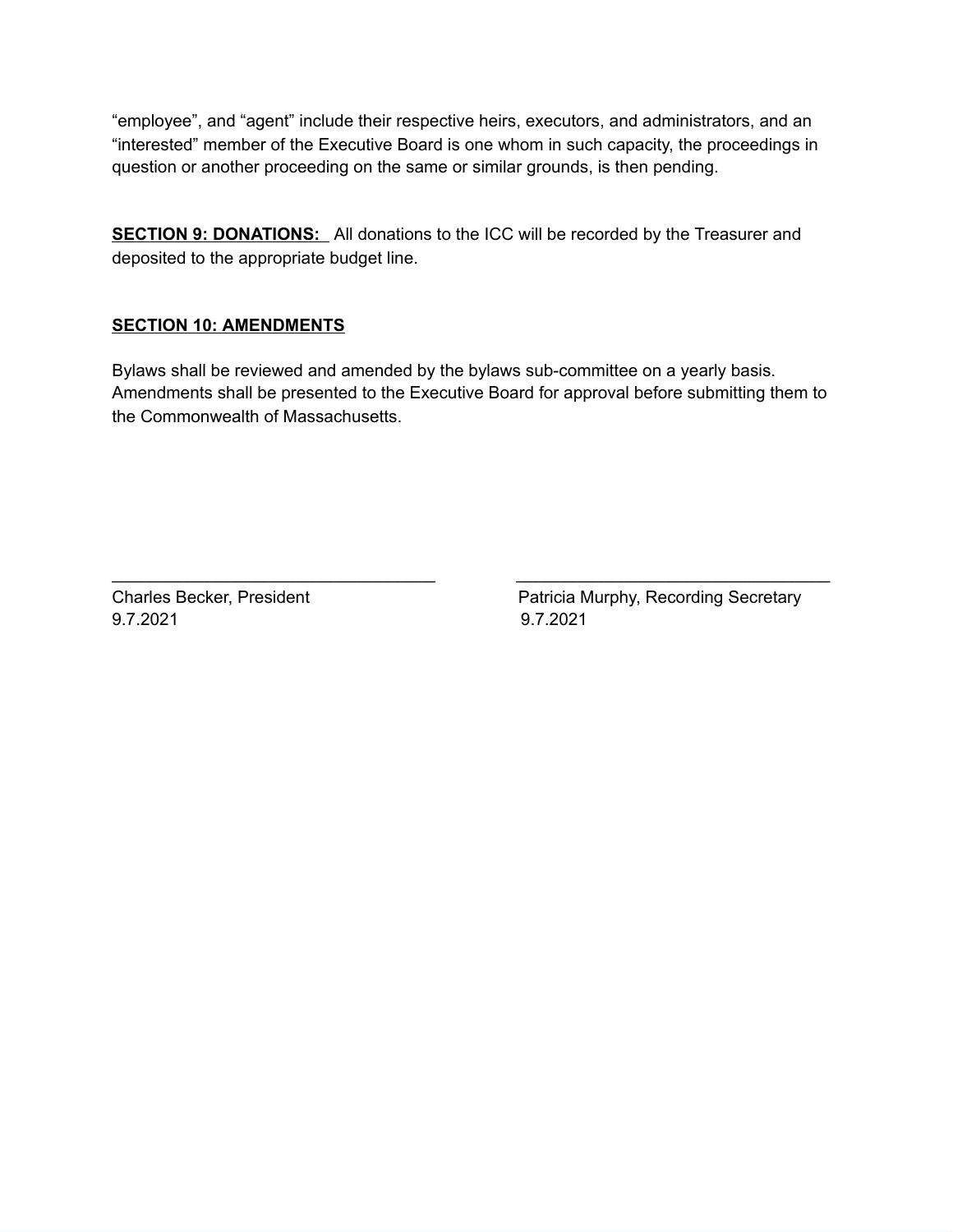"employee", and "agent" include their respective heirs, executors, and administrators, and an "interested" member of the Executive Board is one whom in such capacity, the proceedings in question or another proceeding on the same or similar grounds, is then pending.

**SECTION 9: DONATIONS:** All donations to the ICC will be recorded by the Treasurer and deposited to the appropriate budget line.

**SECTION 10: AMENDMENTS**

Bylaws shall be reviewed and amended by the bylaws sub-committee on a yearly basis. Amendments shall be presented to the Executive Board for approval before submitting them to the Commonwealth of Massachusetts.

| | |
|---|---|
| ______________________________ | ______________________________ |
| Charles Becker, President | Patricia Murphy, Recording Secretary |
| 9.7.2021 | 9.7.2021 |